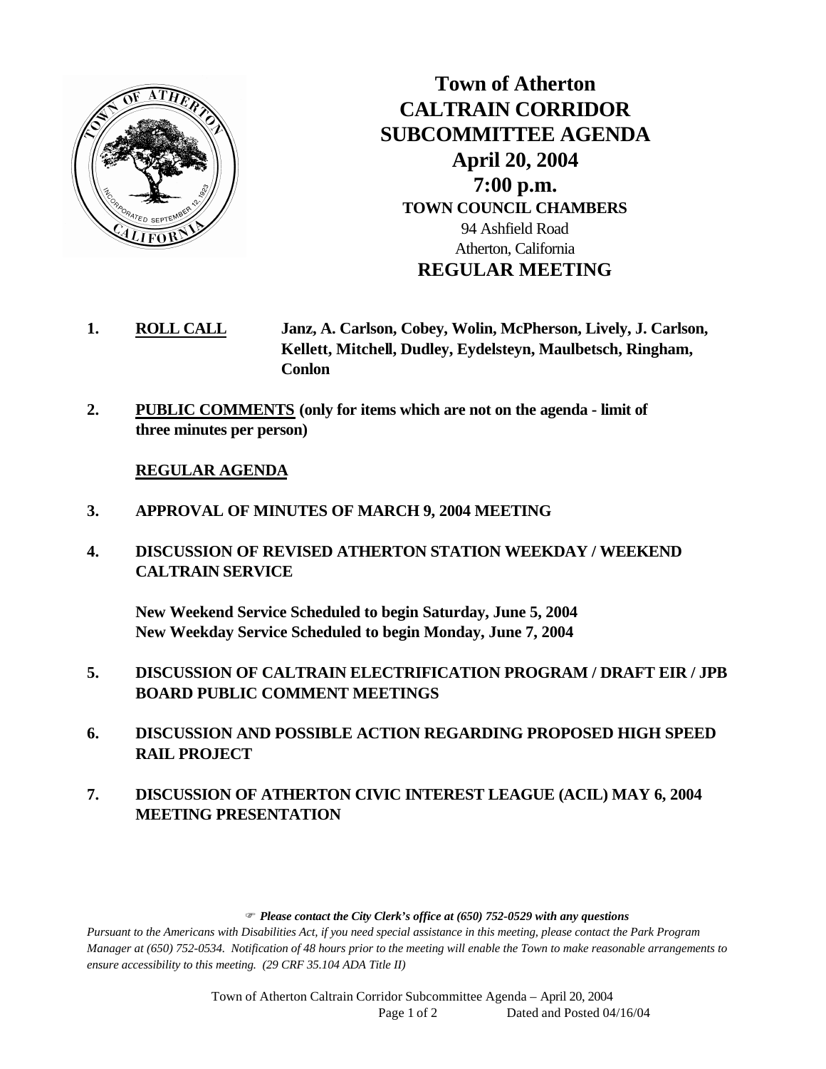# Town of Atherton
# CALTRAIN CORRIDOR SUBCOMMITTEE AGENDA
## April 20, 2004
## 7:00 p.m.

**TOWN COUNCIL CHAMBERS**
94 Ashfield Road
Atherton, California

## REGULAR MEETING

1. **ROLL CALL** **Janz, A. Carlson, Cobey, Wolin, McPherson, Lively, J. Carlson, Kellett, Mitchell, Dudley, Eydelsteyn, Maulbetsch, Ringham, Conlon**

2. **PUBLIC COMMENTS (only for items which are not on the agenda - limit of three minutes per person)**

**REGULAR AGENDA**

3. **APPROVAL OF MINUTES OF MARCH 9, 2004 MEETING**

4. **DISCUSSION OF REVISED ATHERTON STATION WEEKDAY / WEEKEND CALTRAIN SERVICE**

   **New Weekend Service Scheduled to begin Saturday, June 5, 2004**
   **New Weekday Service Scheduled to begin Monday, June 7, 2004**

5. **DISCUSSION OF CALTRAIN ELECTRIFICATION PROGRAM / DRAFT EIR / JPB BOARD PUBLIC COMMENT MEETINGS**

6. **DISCUSSION AND POSSIBLE ACTION REGARDING PROPOSED HIGH SPEED RAIL PROJECT**

7. **DISCUSSION OF ATHERTON CIVIC INTEREST LEAGUE (ACIL) MAY 6, 2004 MEETING PRESENTATION**

☞ ***Please contact the City Clerk's office at (650) 752-0529 with any questions***

*Pursuant to the Americans with Disabilities Act, if you need special assistance in this meeting, please contact the Park Program Manager at (650) 752-0534. Notification of 48 hours prior to the meeting will enable the Town to make reasonable arrangements to ensure accessibility to this meeting. (29 CRF 35.104 ADA Title II)*

Dated and Posted 04/16/04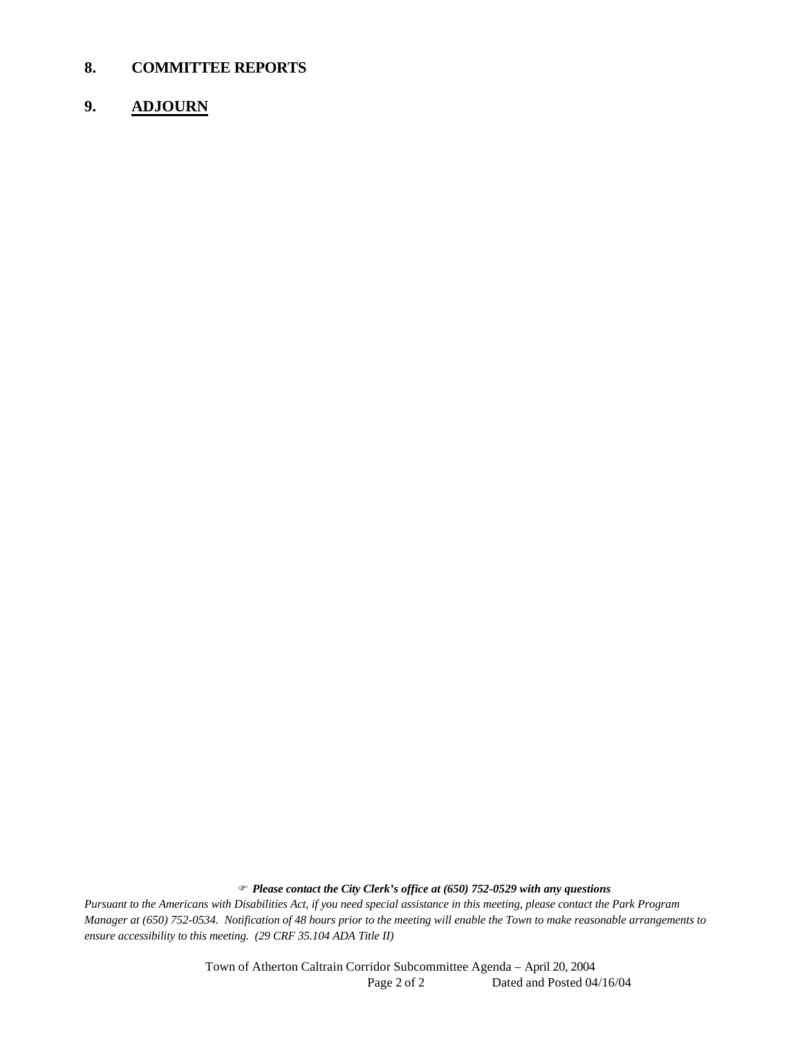## 8. COMMITTEE REPORTS

## 9. ADJOURN

☞ ***Please contact the City Clerk's office at (650) 752-0529 with any questions***

*Pursuant to the Americans with Disabilities Act, if you need special assistance in this meeting, please contact the Park Program Manager at (650) 752-0534. Notification of 48 hours prior to the meeting will enable the Town to make reasonable arrangements to ensure accessibility to this meeting. (29 CRF 35.104 ADA Title II)*

Town of Atherton Caltrain Corridor Subcommittee Agenda – April 20, 2004

Dated and Posted 04/16/04